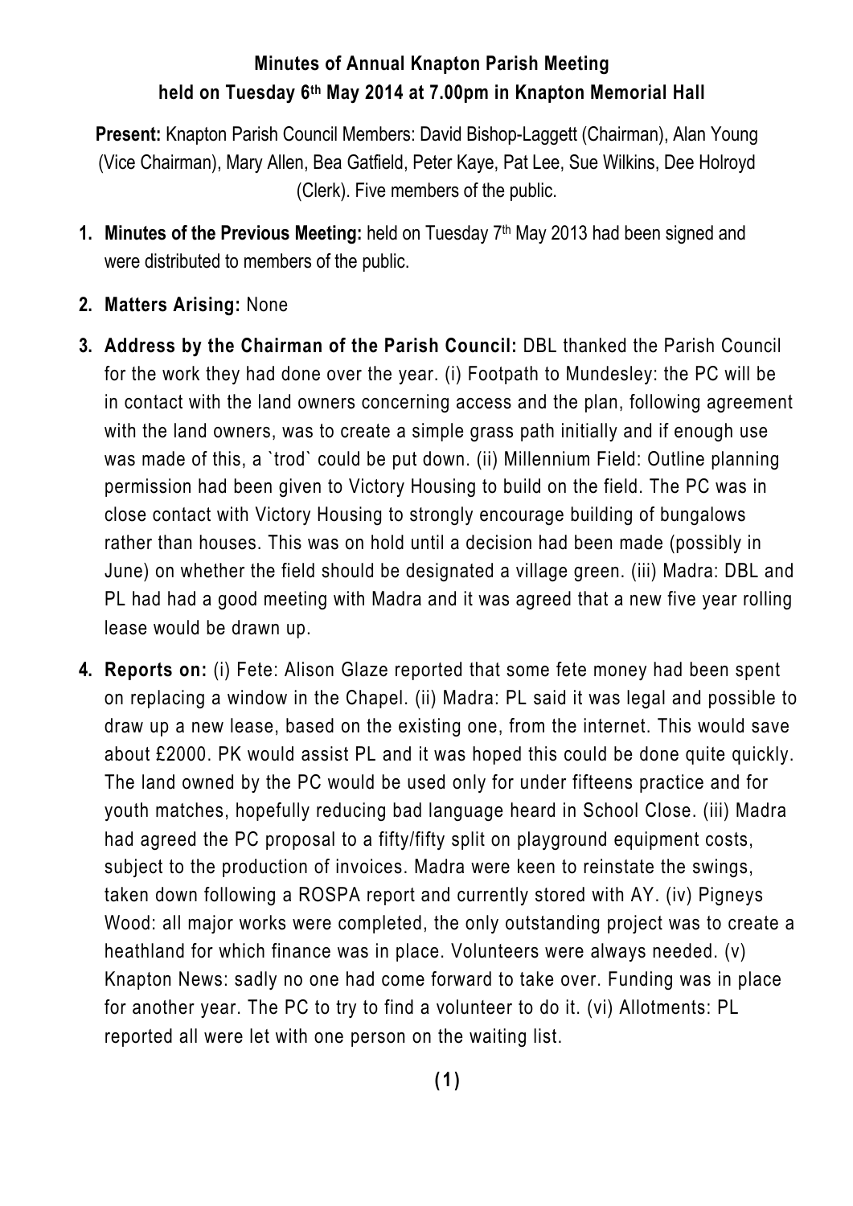# Minutes of Annual Knapton Parish Meeting

## held on Tuesday 6th May 2014 at 7.00pm in Knapton Memorial Hall

**Present:** Knapton Parish Council Members: David Bishop-Laggett (Chairman), Alan Young (Vice Chairman), Mary Allen, Bea Gatfield, Peter Kaye, Pat Lee, Sue Wilkins, Dee Holroyd (Clerk). Five members of the public.

1. **Minutes of the Previous Meeting:** held on Tuesday 7th May 2013 had been signed and were distributed to members of the public.
2. **Matters Arising:** None
3. **Address by the Chairman of the Parish Council:** DBL thanked the Parish Council for the work they had done over the year. (i) Footpath to Mundesley: the PC will be in contact with the land owners concerning access and the plan, following agreement with the land owners, was to create a simple grass path initially and if enough use was made of this, a `trod` could be put down. (ii) Millennium Field: Outline planning permission had been given to Victory Housing to build on the field. The PC was in close contact with Victory Housing to strongly encourage building of bungalows rather than houses. This was on hold until a decision had been made (possibly in June) on whether the field should be designated a village green. (iii) Madra: DBL and PL had had a good meeting with Madra and it was agreed that a new five year rolling lease would be drawn up.
4. **Reports on:** (i) Fete: Alison Glaze reported that some fete money had been spent on replacing a window in the Chapel. (ii) Madra: PL said it was legal and possible to draw up a new lease, based on the existing one, from the internet. This would save about £2000. PK would assist PL and it was hoped this could be done quite quickly. The land owned by the PC would be used only for under fifteens practice and for youth matches, hopefully reducing bad language heard in School Close. (iii) Madra had agreed the PC proposal to a fifty/fifty split on playground equipment costs, subject to the production of invoices. Madra were keen to reinstate the swings, taken down following a ROSPA report and currently stored with AY. (iv) Pigneys Wood: all major works were completed, the only outstanding project was to create a heathland for which finance was in place. Volunteers were always needed. (v) Knapton News: sadly no one had come forward to take over. Funding was in place for another year. The PC to try to find a volunteer to do it. (vi) Allotments: PL reported all were let with one person on the waiting list.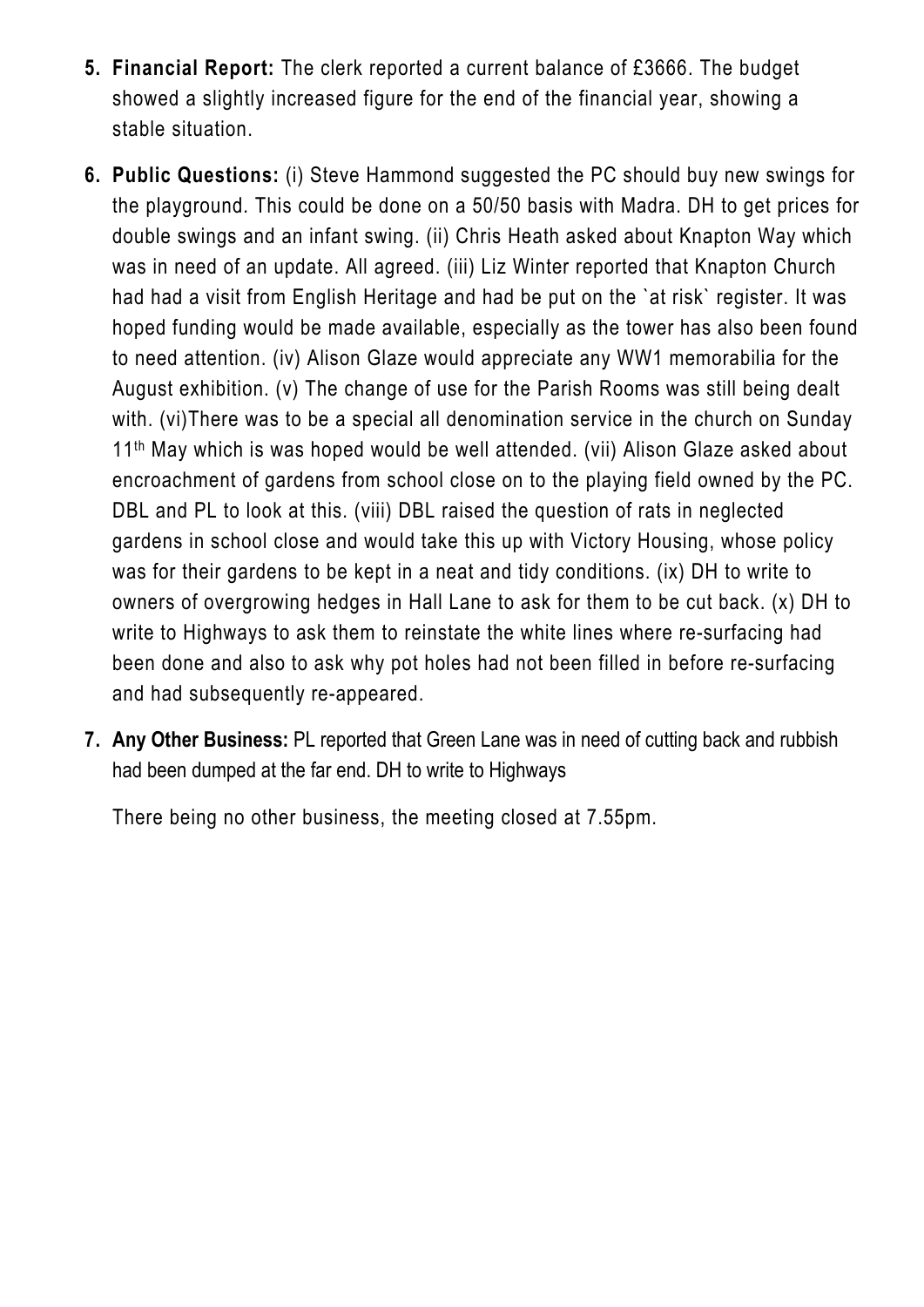5. **Financial Report:** The clerk reported a current balance of £3666. The budget showed a slightly increased figure for the end of the financial year, showing a stable situation.

6. **Public Questions:** (i) Steve Hammond suggested the PC should buy new swings for the playground. This could be done on a 50/50 basis with Madra. DH to get prices for double swings and an infant swing. (ii) Chris Heath asked about Knapton Way which was in need of an update. All agreed. (iii) Liz Winter reported that Knapton Church had had a visit from English Heritage and had be put on the `at risk` register. It was hoped funding would be made available, especially as the tower has also been found to need attention. (iv) Alison Glaze would appreciate any WW1 memorabilia for the August exhibition. (v) The change of use for the Parish Rooms was still being dealt with. (vi)There was to be a special all denomination service in the church on Sunday 11th May which is was hoped would be well attended. (vii) Alison Glaze asked about encroachment of gardens from school close on to the playing field owned by the PC. DBL and PL to look at this. (viii) DBL raised the question of rats in neglected gardens in school close and would take this up with Victory Housing, whose policy was for their gardens to be kept in a neat and tidy conditions. (ix) DH to write to owners of overgrowing hedges in Hall Lane to ask for them to be cut back. (x) DH to write to Highways to ask them to reinstate the white lines where re-surfacing had been done and also to ask why pot holes had not been filled in before re-surfacing and had subsequently re-appeared.

7. **Any Other Business:** PL reported that Green Lane was in need of cutting back and rubbish had been dumped at the far end. DH to write to Highways

   There being no other business, the meeting closed at 7.55pm.